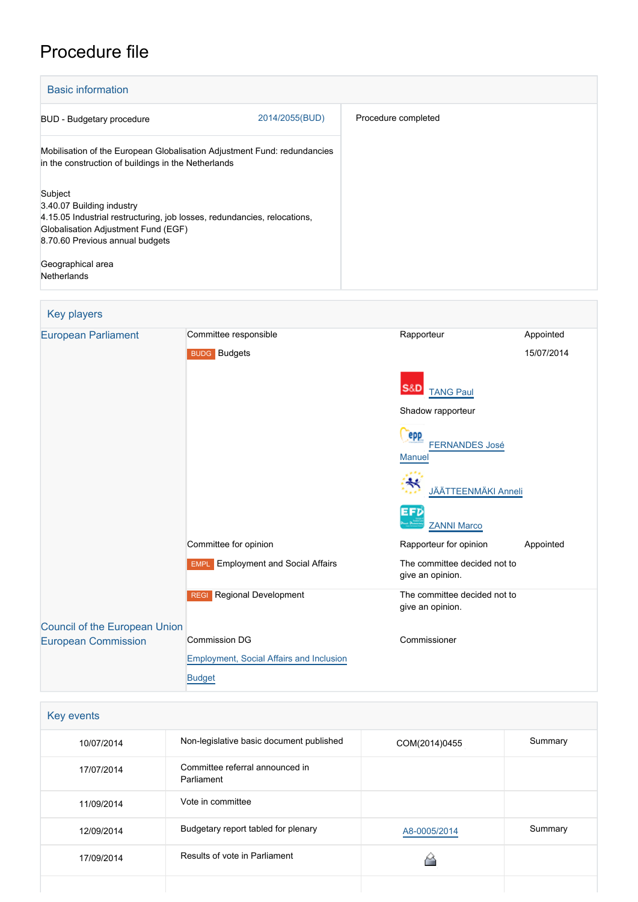# Procedure file

## Basic information

| | |
|---|---|
| BUD - Budgetary procedure 2014/2055(BUD) | Procedure completed |
| Mobilisation of the European Globalisation Adjustment Fund: redundancies in the construction of buildings in the Netherlands | |
| Subject<br>3.40.07 Building industry<br>4.15.05 Industrial restructuring, job losses, redundancies, relocations, Globalisation Adjustment Fund (EGF)<br>8.70.60 Previous annual budgets | |
| Geographical area<br>Netherlands | |

## Key players

| | | | |
|---|---|---|---|
| European Parliament | Committee responsible | Rapporteur | Appointed |
| | BUDG Budgets | | 15/07/2014 |
| | | S&D TANG Paul | |
| | | Shadow rapporteur | |
| | | EPP FERNANDES José Manuel | |
| | | JÄÄTTEENMÄKI Anneli | |
| | | EFD ZANNI Marco | |
| | Committee for opinion | Rapporteur for opinion | Appointed |
| | EMPL Employment and Social Affairs | The committee decided not to give an opinion. | |
| | REGI Regional Development | The committee decided not to give an opinion. | |
| Council of the European Union | | | |
| European Commission | Commission DG | Commissioner | |
| | Employment, Social Affairs and Inclusion | | |
| | Budget | | |

## Key events

| | | | |
|---|---|---|---|
| 10/07/2014 | Non-legislative basic document published | COM(2014)0455 | Summary |
| 17/07/2014 | Committee referral announced in Parliament | | |
| 11/09/2014 | Vote in committee | | |
| 12/09/2014 | Budgetary report tabled for plenary | A8-0005/2014 | Summary |
| 17/09/2014 | Results of vote in Parliament | | |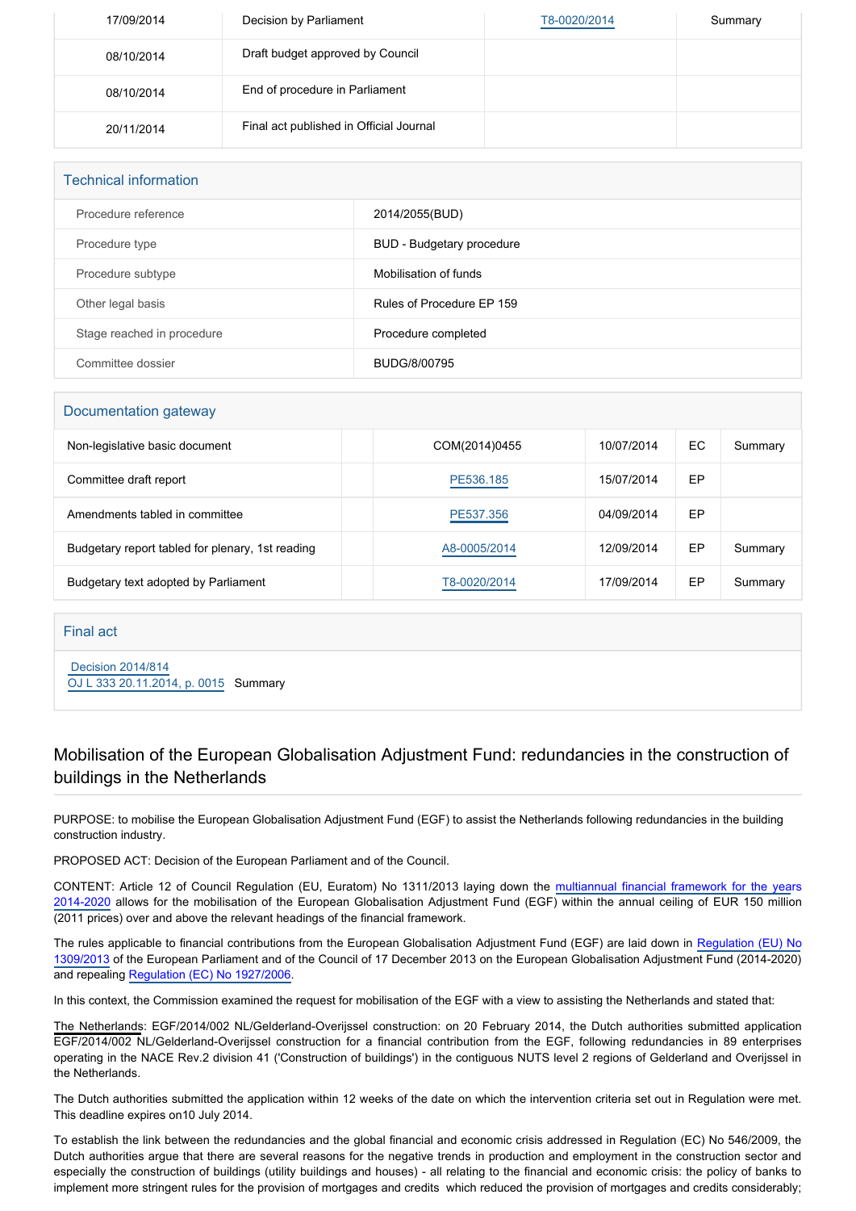| 17/09/2014 | Decision by Parliament | T8-0020/2014 | Summary |
|---|---|---|---|
| 08/10/2014 | Draft budget approved by Council | | |
| 08/10/2014 | End of procedure in Parliament | | |
| 20/11/2014 | Final act published in Official Journal | | |

## Technical information

| Procedure reference | 2014/2055(BUD) |
|---|---|
| Procedure type | BUD - Budgetary procedure |
| Procedure subtype | Mobilisation of funds |
| Other legal basis | Rules of Procedure EP 159 |
| Stage reached in procedure | Procedure completed |
| Committee dossier | BUDG/8/00795 |

## Documentation gateway

| Non-legislative basic document | | COM(2014)0455 | 10/07/2014 | EC | Summary |
|---|---|---|---|---|---|
| Committee draft report | | PE536.185 | 15/07/2014 | EP | |
| Amendments tabled in committee | | PE537.356 | 04/09/2014 | EP | |
| Budgetary report tabled for plenary, 1st reading | | A8-0005/2014 | 12/09/2014 | EP | Summary |
| Budgetary text adopted by Parliament | | T8-0020/2014 | 17/09/2014 | EP | Summary |

## Final act

Decision 2014/814
OJ L 333 20.11.2014, p. 0015 Summary

## Mobilisation of the European Globalisation Adjustment Fund: redundancies in the construction of buildings in the Netherlands

PURPOSE: to mobilise the European Globalisation Adjustment Fund (EGF) to assist the Netherlands following redundancies in the building construction industry.

PROPOSED ACT: Decision of the European Parliament and of the Council.

CONTENT: Article 12 of Council Regulation (EU, Euratom) No 1311/2013 laying down the multiannual financial framework for the years 2014-2020 allows for the mobilisation of the European Globalisation Adjustment Fund (EGF) within the annual ceiling of EUR 150 million (2011 prices) over and above the relevant headings of the financial framework.

The rules applicable to financial contributions from the European Globalisation Adjustment Fund (EGF) are laid down in Regulation (EU) No 1309/2013 of the European Parliament and of the Council of 17 December 2013 on the European Globalisation Adjustment Fund (2014-2020) and repealing Regulation (EC) No 1927/2006.

In this context, the Commission examined the request for mobilisation of the EGF with a view to assisting the Netherlands and stated that:

The Netherlands: EGF/2014/002 NL/Gelderland-Overijssel construction: on 20 February 2014, the Dutch authorities submitted application EGF/2014/002 NL/Gelderland-Overijssel construction for a financial contribution from the EGF, following redundancies in 89 enterprises operating in the NACE Rev.2 division 41 ('Construction of buildings') in the contiguous NUTS level 2 regions of Gelderland and Overijssel in the Netherlands.

The Dutch authorities submitted the application within 12 weeks of the date on which the intervention criteria set out in Regulation were met. This deadline expires on10 July 2014.

To establish the link between the redundancies and the global financial and economic crisis addressed in Regulation (EC) No 546/2009, the Dutch authorities argue that there are several reasons for the negative trends in production and employment in the construction sector and especially the construction of buildings (utility buildings and houses) - all relating to the financial and economic crisis: the policy of banks to implement more stringent rules for the provision of mortgages and credits which reduced the provision of mortgages and credits considerably;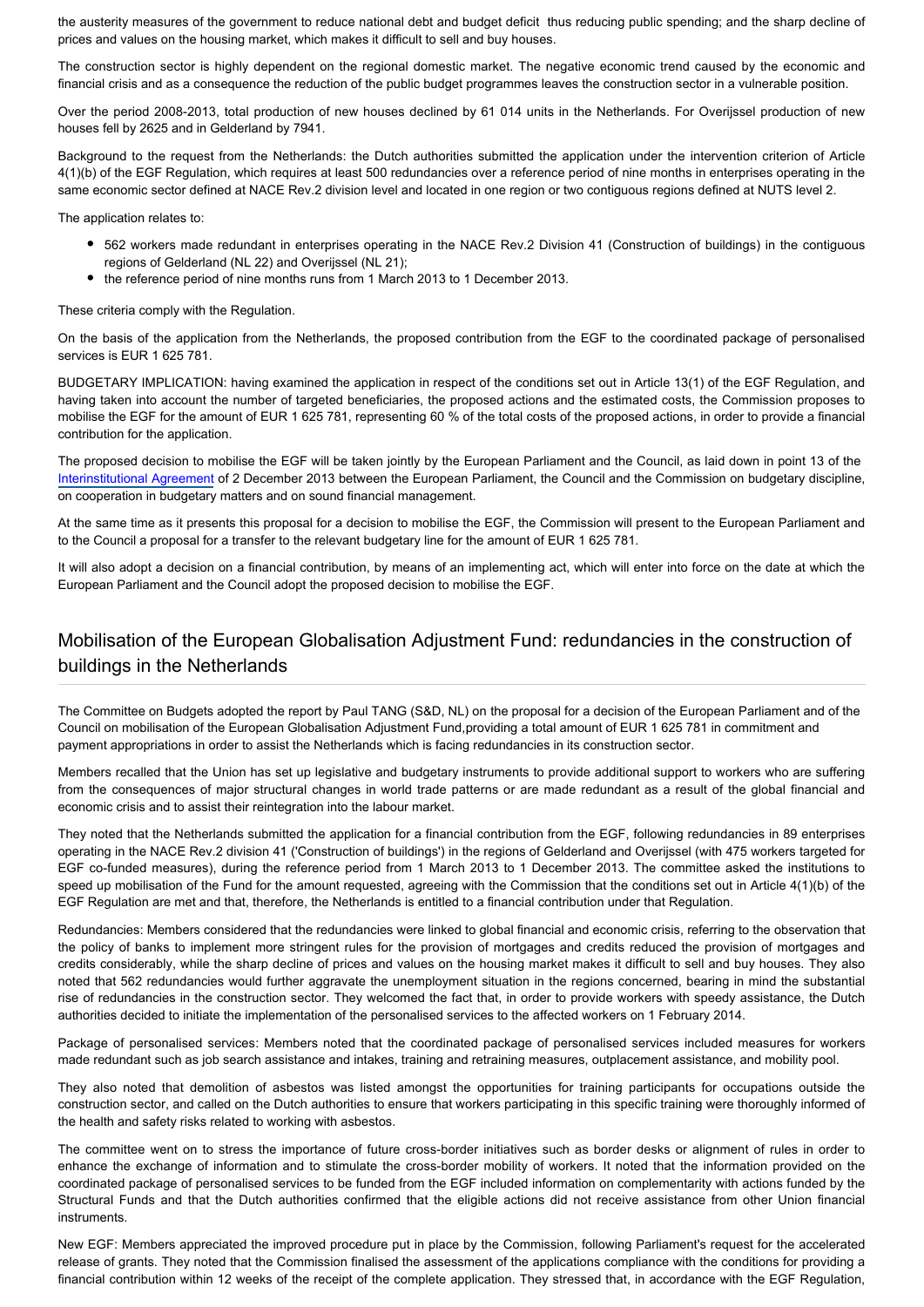the austerity measures of the government to reduce national debt and budget deficit thus reducing public spending; and the sharp decline of prices and values on the housing market, which makes it difficult to sell and buy houses.

The construction sector is highly dependent on the regional domestic market. The negative economic trend caused by the economic and financial crisis and as a consequence the reduction of the public budget programmes leaves the construction sector in a vulnerable position.

Over the period 2008-2013, total production of new houses declined by 61 014 units in the Netherlands. For Overijssel production of new houses fell by 2625 and in Gelderland by 7941.

Background to the request from the Netherlands: the Dutch authorities submitted the application under the intervention criterion of Article 4(1)(b) of the EGF Regulation, which requires at least 500 redundancies over a reference period of nine months in enterprises operating in the same economic sector defined at NACE Rev.2 division level and located in one region or two contiguous regions defined at NUTS level 2.

The application relates to:

- 562 workers made redundant in enterprises operating in the NACE Rev.2 Division 41 (Construction of buildings) in the contiguous regions of Gelderland (NL 22) and Overijssel (NL 21);
- the reference period of nine months runs from 1 March 2013 to 1 December 2013.

These criteria comply with the Regulation.

On the basis of the application from the Netherlands, the proposed contribution from the EGF to the coordinated package of personalised services is EUR 1 625 781.

BUDGETARY IMPLICATION: having examined the application in respect of the conditions set out in Article 13(1) of the EGF Regulation, and having taken into account the number of targeted beneficiaries, the proposed actions and the estimated costs, the Commission proposes to mobilise the EGF for the amount of EUR 1 625 781, representing 60 % of the total costs of the proposed actions, in order to provide a financial contribution for the application.

The proposed decision to mobilise the EGF will be taken jointly by the European Parliament and the Council, as laid down in point 13 of the Interinstitutional Agreement of 2 December 2013 between the European Parliament, the Council and the Commission on budgetary discipline, on cooperation in budgetary matters and on sound financial management.

At the same time as it presents this proposal for a decision to mobilise the EGF, the Commission will present to the European Parliament and to the Council a proposal for a transfer to the relevant budgetary line for the amount of EUR 1 625 781.

It will also adopt a decision on a financial contribution, by means of an implementing act, which will enter into force on the date at which the European Parliament and the Council adopt the proposed decision to mobilise the EGF.

## Mobilisation of the European Globalisation Adjustment Fund: redundancies in the construction of buildings in the Netherlands

The Committee on Budgets adopted the report by Paul TANG (S&D, NL) on the proposal for a decision of the European Parliament and of the Council on mobilisation of the European Globalisation Adjustment Fund,providing a total amount of EUR 1 625 781 in commitment and payment appropriations in order to assist the Netherlands which is facing redundancies in its construction sector.

Members recalled that the Union has set up legislative and budgetary instruments to provide additional support to workers who are suffering from the consequences of major structural changes in world trade patterns or are made redundant as a result of the global financial and economic crisis and to assist their reintegration into the labour market.

They noted that the Netherlands submitted the application for a financial contribution from the EGF, following redundancies in 89 enterprises operating in the NACE Rev.2 division 41 ('Construction of buildings') in the regions of Gelderland and Overijssel (with 475 workers targeted for EGF co-funded measures), during the reference period from 1 March 2013 to 1 December 2013. The committee asked the institutions to speed up mobilisation of the Fund for the amount requested, agreeing with the Commission that the conditions set out in Article 4(1)(b) of the EGF Regulation are met and that, therefore, the Netherlands is entitled to a financial contribution under that Regulation.

Redundancies: Members considered that the redundancies were linked to global financial and economic crisis, referring to the observation that the policy of banks to implement more stringent rules for the provision of mortgages and credits reduced the provision of mortgages and credits considerably, while the sharp decline of prices and values on the housing market makes it difficult to sell and buy houses. They also noted that 562 redundancies would further aggravate the unemployment situation in the regions concerned, bearing in mind the substantial rise of redundancies in the construction sector. They welcomed the fact that, in order to provide workers with speedy assistance, the Dutch authorities decided to initiate the implementation of the personalised services to the affected workers on 1 February 2014.

Package of personalised services: Members noted that the coordinated package of personalised services included measures for workers made redundant such as job search assistance and intakes, training and retraining measures, outplacement assistance, and mobility pool.

They also noted that demolition of asbestos was listed amongst the opportunities for training participants for occupations outside the construction sector, and called on the Dutch authorities to ensure that workers participating in this specific training were thoroughly informed of the health and safety risks related to working with asbestos.

The committee went on to stress the importance of future cross-border initiatives such as border desks or alignment of rules in order to enhance the exchange of information and to stimulate the cross-border mobility of workers. It noted that the information provided on the coordinated package of personalised services to be funded from the EGF included information on complementarity with actions funded by the Structural Funds and that the Dutch authorities confirmed that the eligible actions did not receive assistance from other Union financial instruments.

New EGF: Members appreciated the improved procedure put in place by the Commission, following Parliament's request for the accelerated release of grants. They noted that the Commission finalised the assessment of the applications compliance with the conditions for providing a financial contribution within 12 weeks of the receipt of the complete application. They stressed that, in accordance with the EGF Regulation,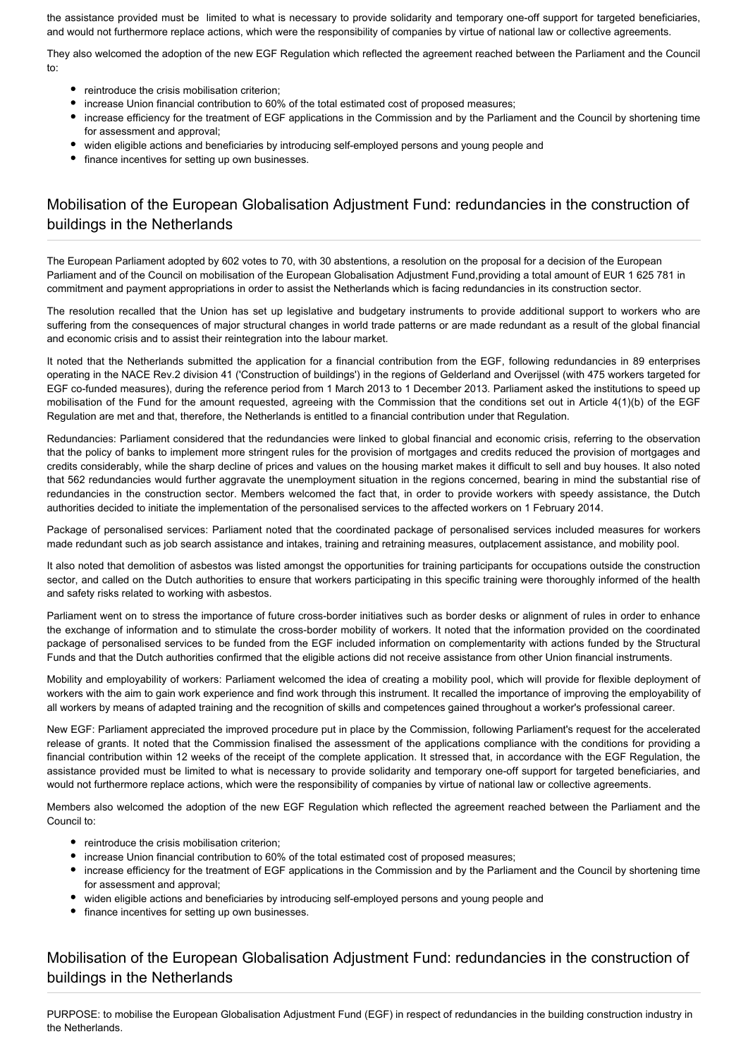the assistance provided must be limited to what is necessary to provide solidarity and temporary one-off support for targeted beneficiaries, and would not furthermore replace actions, which were the responsibility of companies by virtue of national law or collective agreements.

They also welcomed the adoption of the new EGF Regulation which reflected the agreement reached between the Parliament and the Council to:

- reintroduce the crisis mobilisation criterion;
- increase Union financial contribution to 60% of the total estimated cost of proposed measures;
- increase efficiency for the treatment of EGF applications in the Commission and by the Parliament and the Council by shortening time for assessment and approval;
- widen eligible actions and beneficiaries by introducing self-employed persons and young people and
- finance incentives for setting up own businesses.

## Mobilisation of the European Globalisation Adjustment Fund: redundancies in the construction of buildings in the Netherlands

The European Parliament adopted by 602 votes to 70, with 30 abstentions, a resolution on the proposal for a decision of the European Parliament and of the Council on mobilisation of the European Globalisation Adjustment Fund,providing a total amount of EUR 1 625 781 in commitment and payment appropriations in order to assist the Netherlands which is facing redundancies in its construction sector.

The resolution recalled that the Union has set up legislative and budgetary instruments to provide additional support to workers who are suffering from the consequences of major structural changes in world trade patterns or are made redundant as a result of the global financial and economic crisis and to assist their reintegration into the labour market.

It noted that the Netherlands submitted the application for a financial contribution from the EGF, following redundancies in 89 enterprises operating in the NACE Rev.2 division 41 ('Construction of buildings') in the regions of Gelderland and Overijssel (with 475 workers targeted for EGF co-funded measures), during the reference period from 1 March 2013 to 1 December 2013. Parliament asked the institutions to speed up mobilisation of the Fund for the amount requested, agreeing with the Commission that the conditions set out in Article 4(1)(b) of the EGF Regulation are met and that, therefore, the Netherlands is entitled to a financial contribution under that Regulation.

Redundancies: Parliament considered that the redundancies were linked to global financial and economic crisis, referring to the observation that the policy of banks to implement more stringent rules for the provision of mortgages and credits reduced the provision of mortgages and credits considerably, while the sharp decline of prices and values on the housing market makes it difficult to sell and buy houses. It also noted that 562 redundancies would further aggravate the unemployment situation in the regions concerned, bearing in mind the substantial rise of redundancies in the construction sector. Members welcomed the fact that, in order to provide workers with speedy assistance, the Dutch authorities decided to initiate the implementation of the personalised services to the affected workers on 1 February 2014.

Package of personalised services: Parliament noted that the coordinated package of personalised services included measures for workers made redundant such as job search assistance and intakes, training and retraining measures, outplacement assistance, and mobility pool.

It also noted that demolition of asbestos was listed amongst the opportunities for training participants for occupations outside the construction sector, and called on the Dutch authorities to ensure that workers participating in this specific training were thoroughly informed of the health and safety risks related to working with asbestos.

Parliament went on to stress the importance of future cross-border initiatives such as border desks or alignment of rules in order to enhance the exchange of information and to stimulate the cross-border mobility of workers. It noted that the information provided on the coordinated package of personalised services to be funded from the EGF included information on complementarity with actions funded by the Structural Funds and that the Dutch authorities confirmed that the eligible actions did not receive assistance from other Union financial instruments.

Mobility and employability of workers: Parliament welcomed the idea of creating a mobility pool, which will provide for flexible deployment of workers with the aim to gain work experience and find work through this instrument. It recalled the importance of improving the employability of all workers by means of adapted training and the recognition of skills and competences gained throughout a worker's professional career.

New EGF: Parliament appreciated the improved procedure put in place by the Commission, following Parliament's request for the accelerated release of grants. It noted that the Commission finalised the assessment of the applications compliance with the conditions for providing a financial contribution within 12 weeks of the receipt of the complete application. It stressed that, in accordance with the EGF Regulation, the assistance provided must be limited to what is necessary to provide solidarity and temporary one-off support for targeted beneficiaries, and would not furthermore replace actions, which were the responsibility of companies by virtue of national law or collective agreements.

Members also welcomed the adoption of the new EGF Regulation which reflected the agreement reached between the Parliament and the Council to:

- reintroduce the crisis mobilisation criterion;
- increase Union financial contribution to 60% of the total estimated cost of proposed measures;
- increase efficiency for the treatment of EGF applications in the Commission and by the Parliament and the Council by shortening time for assessment and approval;
- widen eligible actions and beneficiaries by introducing self-employed persons and young people and
- finance incentives for setting up own businesses.

## Mobilisation of the European Globalisation Adjustment Fund: redundancies in the construction of buildings in the Netherlands

PURPOSE: to mobilise the European Globalisation Adjustment Fund (EGF) in respect of redundancies in the building construction industry in the Netherlands.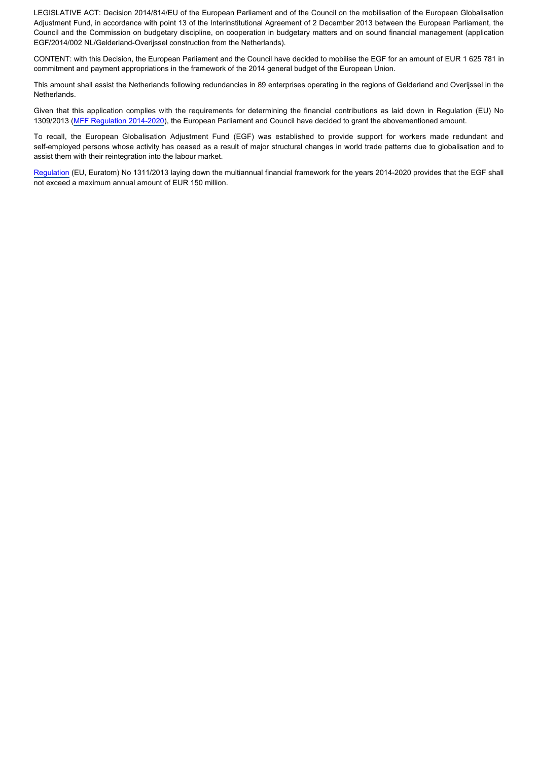LEGISLATIVE ACT: Decision 2014/814/EU of the European Parliament and of the Council on the mobilisation of the European Globalisation Adjustment Fund, in accordance with point 13 of the Interinstitutional Agreement of 2 December 2013 between the European Parliament, the Council and the Commission on budgetary discipline, on cooperation in budgetary matters and on sound financial management (application EGF/2014/002 NL/Gelderland-Overijssel construction from the Netherlands).

CONTENT: with this Decision, the European Parliament and the Council have decided to mobilise the EGF for an amount of EUR 1 625 781 in commitment and payment appropriations in the framework of the 2014 general budget of the European Union.

This amount shall assist the Netherlands following redundancies in 89 enterprises operating in the regions of Gelderland and Overijssel in the Netherlands.

Given that this application complies with the requirements for determining the financial contributions as laid down in Regulation (EU) No 1309/2013 (MFF Regulation 2014-2020), the European Parliament and Council have decided to grant the abovementioned amount.

To recall, the European Globalisation Adjustment Fund (EGF) was established to provide support for workers made redundant and self-employed persons whose activity has ceased as a result of major structural changes in world trade patterns due to globalisation and to assist them with their reintegration into the labour market.

Regulation (EU, Euratom) No 1311/2013 laying down the multiannual financial framework for the years 2014-2020 provides that the EGF shall not exceed a maximum annual amount of EUR 150 million.